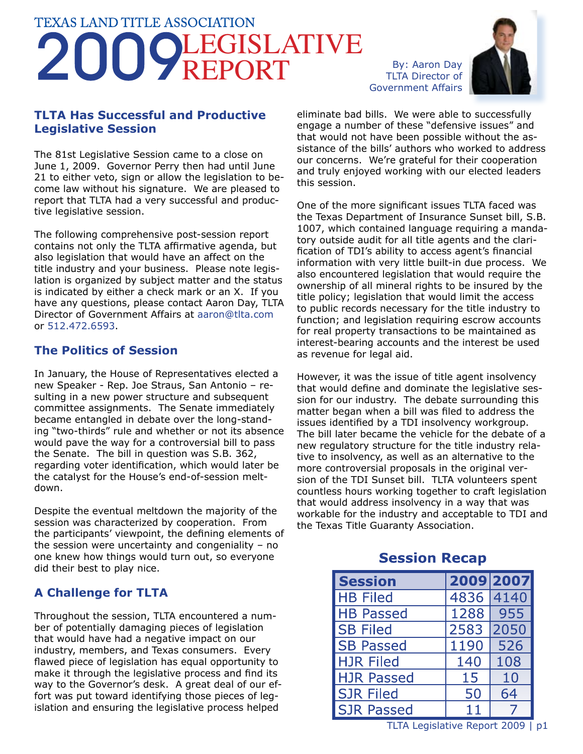# TEXAS LAND TITLE ASSOCIATION 2009 LEGISLATIVE REPORT

By: Aaron Day
TLTA Director of Government Affairs

## TLTA Has Successful and Productive Legislative Session

The 81st Legislative Session came to a close on June 1, 2009. Governor Perry then had until June 21 to either veto, sign or allow the legislation to become law without his signature. We are pleased to report that TLTA had a very successful and productive legislative session.

The following comprehensive post-session report contains not only the TLTA affirmative agenda, but also legislation that would have an affect on the title industry and your business. Please note legislation is organized by subject matter and the status is indicated by either a check mark or an X. If you have any questions, please contact Aaron Day, TLTA Director of Government Affairs at aaron@tlta.com or 512.472.6593.

## The Politics of Session

In January, the House of Representatives elected a new Speaker - Rep. Joe Straus, San Antonio – resulting in a new power structure and subsequent committee assignments. The Senate immediately became entangled in debate over the long-standing "two-thirds" rule and whether or not its absence would pave the way for a controversial bill to pass the Senate. The bill in question was S.B. 362, regarding voter identification, which would later be the catalyst for the House's end-of-session meltdown.

Despite the eventual meltdown the majority of the session was characterized by cooperation. From the participants' viewpoint, the defining elements of the session were uncertainty and congeniality – no one knew how things would turn out, so everyone did their best to play nice.

## A Challenge for TLTA

Throughout the session, TLTA encountered a number of potentially damaging pieces of legislation that would have had a negative impact on our industry, members, and Texas consumers. Every flawed piece of legislation has equal opportunity to make it through the legislative process and find its way to the Governor's desk. A great deal of our effort was put toward identifying those pieces of legislation and ensuring the legislative process helped eliminate bad bills. We were able to successfully engage a number of these "defensive issues" and that would not have been possible without the assistance of the bills' authors who worked to address our concerns. We're grateful for their cooperation and truly enjoyed working with our elected leaders this session.

One of the more significant issues TLTA faced was the Texas Department of Insurance Sunset bill, S.B. 1007, which contained language requiring a mandatory outside audit for all title agents and the clarification of TDI's ability to access agent's financial information with very little built-in due process. We also encountered legislation that would require the ownership of all mineral rights to be insured by the title policy; legislation that would limit the access to public records necessary for the title industry to function; and legislation requiring escrow accounts for real property transactions to be maintained as interest-bearing accounts and the interest be used as revenue for legal aid.

However, it was the issue of title agent insolvency that would define and dominate the legislative session for our industry. The debate surrounding this matter began when a bill was filed to address the issues identified by a TDI insolvency workgroup. The bill later became the vehicle for the debate of a new regulatory structure for the title industry relative to insolvency, as well as an alternative to the more controversial proposals in the original version of the TDI Sunset bill. TLTA volunteers spent countless hours working together to craft legislation that would address insolvency in a way that was workable for the industry and acceptable to TDI and the Texas Title Guaranty Association.

### Session Recap

| Session | 2009 | 2007 |
|---|---|---|
| HB Filed | 4836 | 4140 |
| HB Passed | 1288 | 955 |
| SB Filed | 2583 | 2050 |
| SB Passed | 1190 | 526 |
| HJR Filed | 140 | 108 |
| HJR Passed | 15 | 10 |
| SJR Filed | 50 | 64 |
| SJR Passed | 11 | 7 |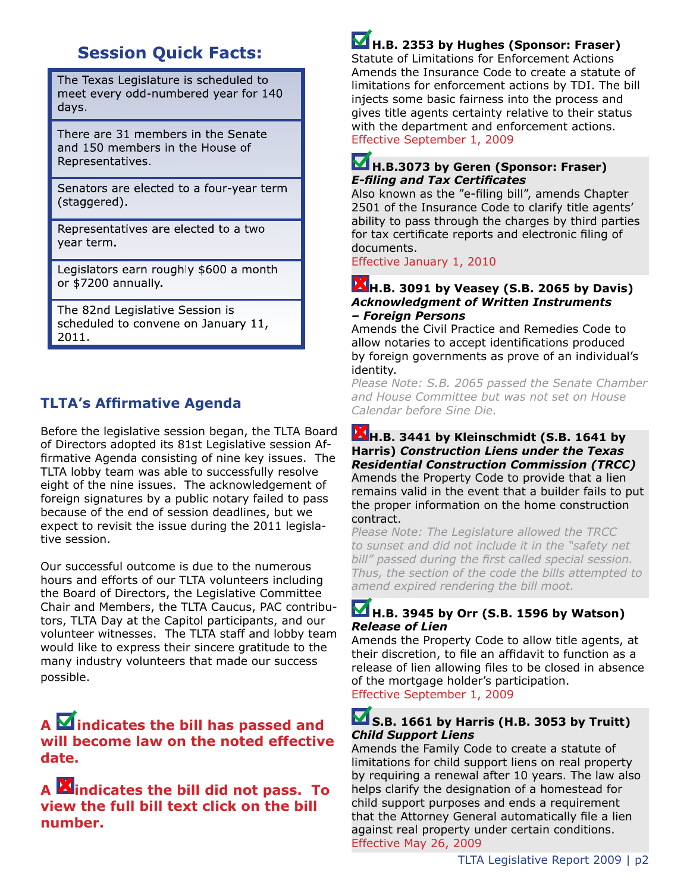## Session Quick Facts:

| |
|---|
| The Texas Legislature is scheduled to meet every odd-numbered year for 140 days. |
| There are 31 members in the Senate and 150 members in the House of Representatives. |
| Senators are elected to a four-year term (staggered). |
| Representatives are elected to a two year term. |
| Legislators earn roughly $600 a month or $7200 annually. |
| The 82nd Legislative Session is scheduled to convene on January 11, 2011. |

### TLTA's Affirmative Agenda

Before the legislative session began, the TLTA Board of Directors adopted its 81st Legislative session Affirmative Agenda consisting of nine key issues. The TLTA lobby team was able to successfully resolve eight of the nine issues. The acknowledgement of foreign signatures by a public notary failed to pass because of the end of session deadlines, but we expect to revisit the issue during the 2011 legislative session.

Our successful outcome is due to the numerous hours and efforts of our TLTA volunteers including the Board of Directors, the Legislative Committee Chair and Members, the TLTA Caucus, PAC contributors, TLTA Day at the Capitol participants, and our volunteer witnesses. The TLTA staff and lobby team would like to express their sincere gratitude to the many industry volunteers that made our success possible.

**A ☑ indicates the bill has passed and will become law on the noted effective date.**

**A ☒ indicates the bill did not pass. To view the full bill text click on the bill number.**

☑ **H.B. 2353 by Hughes (Sponsor: Fraser)**
Statute of Limitations for Enforcement Actions
Amends the Insurance Code to create a statute of limitations for enforcement actions by TDI. The bill injects some basic fairness into the process and gives title agents certainty relative to their status with the department and enforcement actions.
Effective September 1, 2009

☑ **H.B.3073 by Geren (Sponsor: Fraser)**
***E-filing and Tax Certificates***
Also known as the "e-filing bill", amends Chapter 2501 of the Insurance Code to clarify title agents' ability to pass through the charges by third parties for tax certificate reports and electronic filing of documents.
Effective January 1, 2010

☒ **H.B. 3091 by Veasey (S.B. 2065 by Davis)**
***Acknowledgment of Written Instruments – Foreign Persons***
Amends the Civil Practice and Remedies Code to allow notaries to accept identifications produced by foreign governments as prove of an individual's identity.
*Please Note: S.B. 2065 passed the Senate Chamber and House Committee but was not set on House Calendar before Sine Die.*

☒ **H.B. 3441 by Kleinschmidt (S.B. 1641 by Harris) *Construction Liens under the Texas Residential Construction Commission (TRCC)***
Amends the Property Code to provide that a lien remains valid in the event that a builder fails to put the proper information on the home construction contract.
*Please Note: The Legislature allowed the TRCC to sunset and did not include it in the "safety net bill" passed during the first called special session. Thus, the section of the code the bills attempted to amend expired rendering the bill moot.*

☑ **H.B. 3945 by Orr (S.B. 1596 by Watson)**
***Release of Lien***
Amends the Property Code to allow title agents, at their discretion, to file an affidavit to function as a release of lien allowing files to be closed in absence of the mortgage holder's participation.
Effective September 1, 2009

☑ **S.B. 1661 by Harris (H.B. 3053 by Truitt)**
***Child Support Liens***
Amends the Family Code to create a statute of limitations for child support liens on real property by requiring a renewal after 10 years. The law also helps clarify the designation of a homestead for child support purposes and ends a requirement that the Attorney General automatically file a lien against real property under certain conditions.
Effective May 26, 2009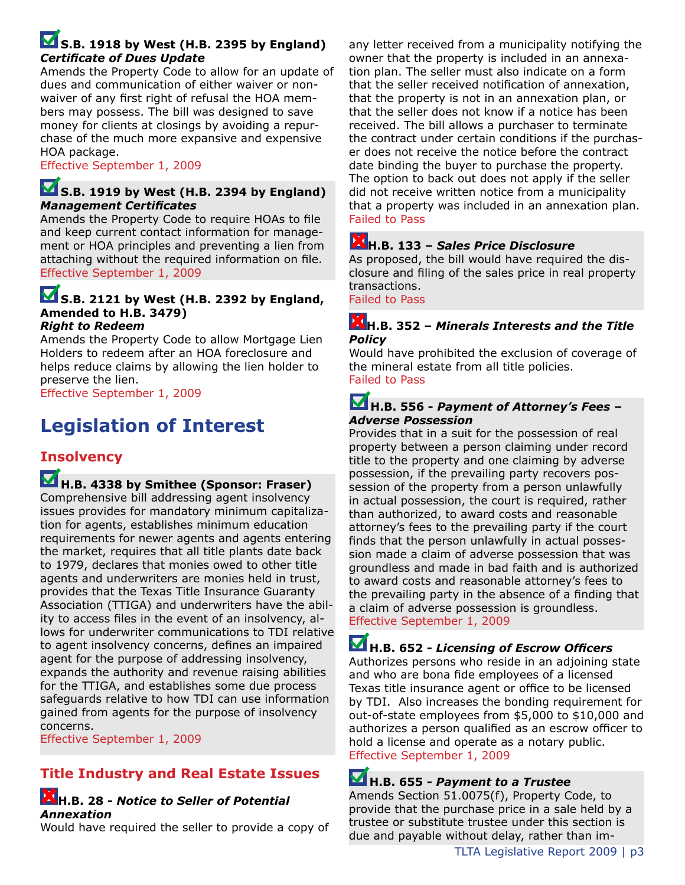**S.B. 1918 by West (H.B. 2395 by England)**
***Certificate of Dues Update***
Amends the Property Code to allow for an update of dues and communication of either waiver or non-waiver of any first right of refusal the HOA members may possess. The bill was designed to save money for clients at closings by avoiding a repurchase of the much more expansive and expensive HOA package.
Effective September 1, 2009

**S.B. 1919 by West (H.B. 2394 by England)**
***Management Certificates***
Amends the Property Code to require HOAs to file and keep current contact information for management or HOA principles and preventing a lien from attaching without the required information on file.
Effective September 1, 2009

**S.B. 2121 by West (H.B. 2392 by England, Amended to H.B. 3479)**
***Right to Redeem***
Amends the Property Code to allow Mortgage Lien Holders to redeem after an HOA foreclosure and helps reduce claims by allowing the lien holder to preserve the lien.
Effective September 1, 2009

# Legislation of Interest

## Insolvency

**H.B. 4338 by Smithee (Sponsor: Fraser)**
Comprehensive bill addressing agent insolvency issues provides for mandatory minimum capitalization for agents, establishes minimum education requirements for newer agents and agents entering the market, requires that all title plants date back to 1979, declares that monies owed to other title agents and underwriters are monies held in trust, provides that the Texas Title Insurance Guaranty Association (TTIGA) and underwriters have the ability to access files in the event of an insolvency, allows for underwriter communications to TDI relative to agent insolvency concerns, defines an impaired agent for the purpose of addressing insolvency, expands the authority and revenue raising abilities for the TTIGA, and establishes some due process safeguards relative to how TDI can use information gained from agents for the purpose of insolvency concerns.
Effective September 1, 2009

## Title Industry and Real Estate Issues

**H.B. 28 - *Notice to Seller of Potential Annexation***
Would have required the seller to provide a copy of any letter received from a municipality notifying the owner that the property is included in an annexation plan. The seller must also indicate on a form that the seller received notification of annexation, that the property is not in an annexation plan, or that the seller does not know if a notice has been received. The bill allows a purchaser to terminate the contract under certain conditions if the purchaser does not receive the notice before the contract date binding the buyer to purchase the property. The option to back out does not apply if the seller did not receive written notice from a municipality that a property was included in an annexation plan.
Failed to Pass

**H.B. 133 – *Sales Price Disclosure***
As proposed, the bill would have required the disclosure and filing of the sales price in real property transactions.
Failed to Pass

**H.B. 352 – *Minerals Interests and the Title Policy***
Would have prohibited the exclusion of coverage of the mineral estate from all title policies.
Failed to Pass

**H.B. 556 - *Payment of Attorney's Fees – Adverse Possession***
Provides that in a suit for the possession of real property between a person claiming under record title to the property and one claiming by adverse possession, if the prevailing party recovers possession of the property from a person unlawfully in actual possession, the court is required, rather than authorized, to award costs and reasonable attorney's fees to the prevailing party if the court finds that the person unlawfully in actual possession made a claim of adverse possession that was groundless and made in bad faith and is authorized to award costs and reasonable attorney's fees to the prevailing party in the absence of a finding that a claim of adverse possession is groundless.
Effective September 1, 2009

**H.B. 652 - *Licensing of Escrow Officers***
Authorizes persons who reside in an adjoining state and who are bona fide employees of a licensed Texas title insurance agent or office to be licensed by TDI. Also increases the bonding requirement for out-of-state employees from $5,000 to $10,000 and authorizes a person qualified as an escrow officer to hold a license and operate as a notary public.
Effective September 1, 2009

**H.B. 655 - *Payment to a Trustee***
Amends Section 51.0075(f), Property Code, to provide that the purchase price in a sale held by a trustee or substitute trustee under this section is due and payable without delay, rather than im-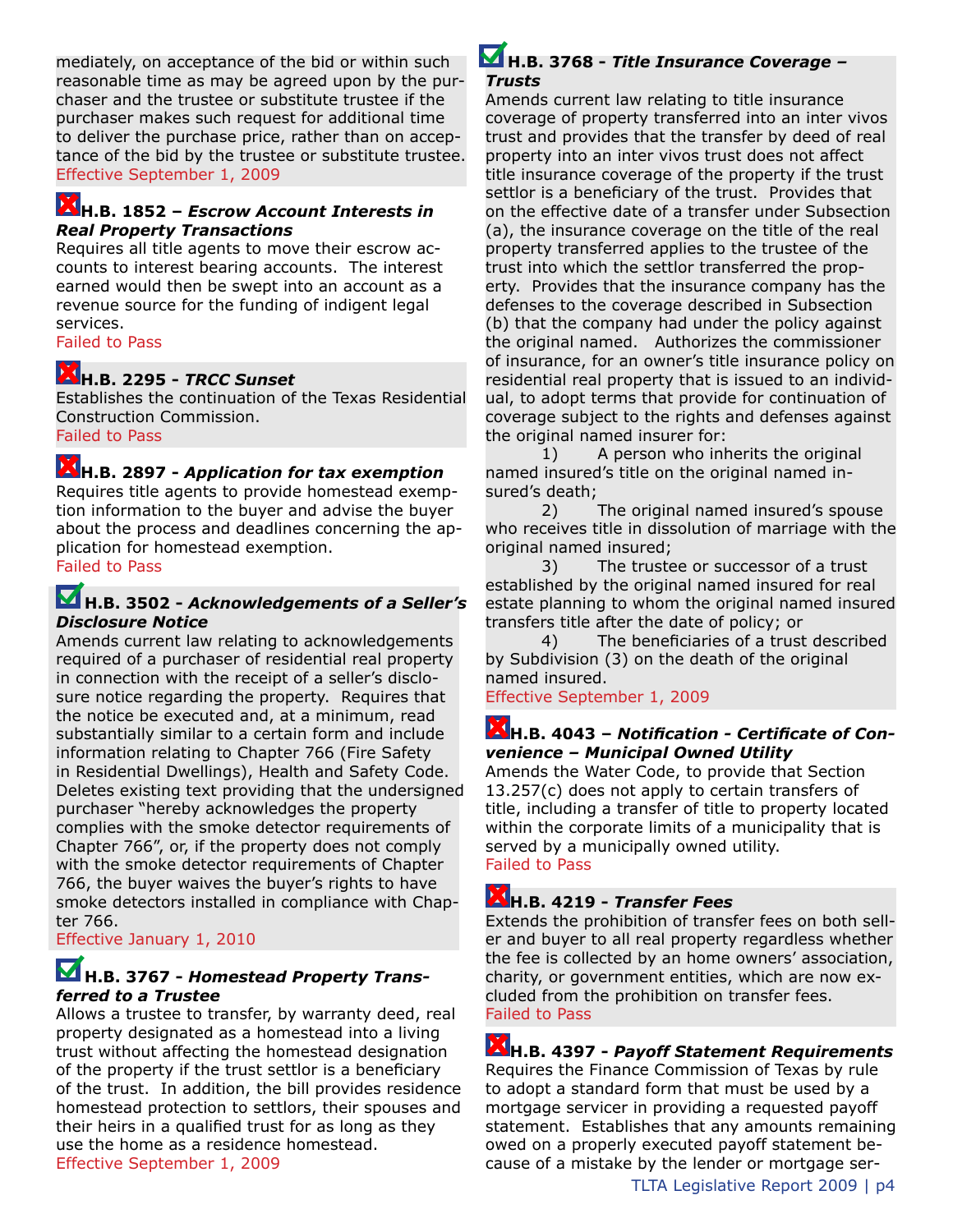mediately, on acceptance of the bid or within such reasonable time as may be agreed upon by the purchaser and the trustee or substitute trustee if the purchaser makes such request for additional time to deliver the purchase price, rather than on acceptance of the bid by the trustee or substitute trustee.
Effective September 1, 2009

### ❌ H.B. 1852 – *Escrow Account Interests in Real Property Transactions*

Requires all title agents to move their escrow accounts to interest bearing accounts. The interest earned would then be swept into an account as a revenue source for the funding of indigent legal services.
Failed to Pass

### ❌ H.B. 2295 - *TRCC Sunset*

Establishes the continuation of the Texas Residential Construction Commission.
Failed to Pass

### ❌ H.B. 2897 - *Application for tax exemption*

Requires title agents to provide homestead exemption information to the buyer and advise the buyer about the process and deadlines concerning the application for homestead exemption.
Failed to Pass

### ✅ H.B. 3502 - *Acknowledgements of a Seller's Disclosure Notice*

Amends current law relating to acknowledgements required of a purchaser of residential real property in connection with the receipt of a seller's disclosure notice regarding the property. Requires that the notice be executed and, at a minimum, read substantially similar to a certain form and include information relating to Chapter 766 (Fire Safety in Residential Dwellings), Health and Safety Code. Deletes existing text providing that the undersigned purchaser "hereby acknowledges the property complies with the smoke detector requirements of Chapter 766", or, if the property does not comply with the smoke detector requirements of Chapter 766, the buyer waives the buyer's rights to have smoke detectors installed in compliance with Chapter 766.
Effective January 1, 2010

### ✅ H.B. 3767 - *Homestead Property Transferred to a Trustee*

Allows a trustee to transfer, by warranty deed, real property designated as a homestead into a living trust without affecting the homestead designation of the property if the trust settlor is a beneficiary of the trust. In addition, the bill provides residence homestead protection to settlors, their spouses and their heirs in a qualified trust for as long as they use the home as a residence homestead.
Effective September 1, 2009

### ✅ H.B. 3768 - *Title Insurance Coverage – Trusts*

Amends current law relating to title insurance coverage of property transferred into an inter vivos trust and provides that the transfer by deed of real property into an inter vivos trust does not affect title insurance coverage of the property if the trust settlor is a beneficiary of the trust. Provides that on the effective date of a transfer under Subsection (a), the insurance coverage on the title of the real property transferred applies to the trustee of the trust into which the settlor transferred the property. Provides that the insurance company has the defenses to the coverage described in Subsection (b) that the company had under the policy against the original named. Authorizes the commissioner of insurance, for an owner's title insurance policy on residential real property that is issued to an individual, to adopt terms that provide for continuation of coverage subject to the rights and defenses against the original named insurer for:

1) A person who inherits the original named insured's title on the original named insured's death;
2) The original named insured's spouse who receives title in dissolution of marriage with the original named insured;
3) The trustee or successor of a trust established by the original named insured for real estate planning to whom the original named insured transfers title after the date of policy; or
4) The beneficiaries of a trust described by Subdivision (3) on the death of the original named insured.

Effective September 1, 2009

### ❌ H.B. 4043 – *Notification - Certificate of Convenience – Municipal Owned Utility*

Amends the Water Code, to provide that Section 13.257(c) does not apply to certain transfers of title, including a transfer of title to property located within the corporate limits of a municipality that is served by a municipally owned utility.
Failed to Pass

### ❌ H.B. 4219 - *Transfer Fees*

Extends the prohibition of transfer fees on both seller and buyer to all real property regardless whether the fee is collected by an home owners' association, charity, or government entities, which are now excluded from the prohibition on transfer fees.
Failed to Pass

### ❌ H.B. 4397 - *Payoff Statement Requirements*

Requires the Finance Commission of Texas by rule to adopt a standard form that must be used by a mortgage servicer in providing a requested payoff statement. Establishes that any amounts remaining owed on a properly executed payoff statement because of a mistake by the lender or mortgage ser-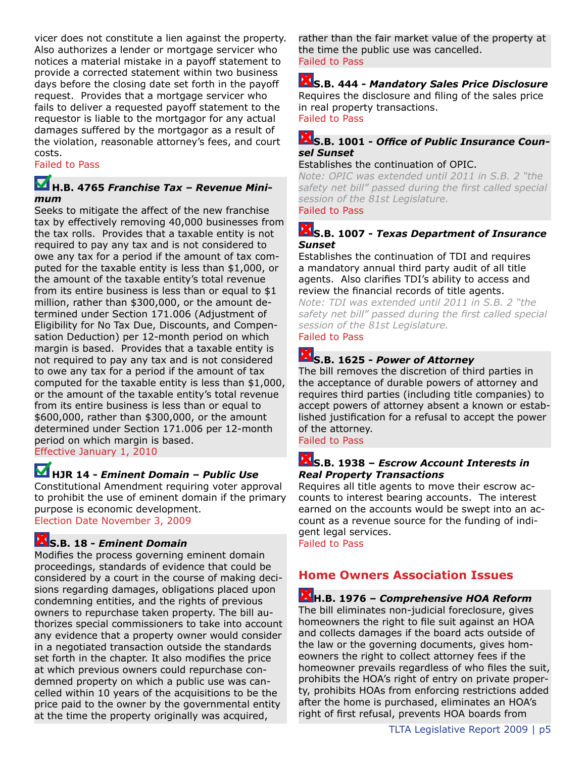vicer does not constitute a lien against the property. Also authorizes a lender or mortgage servicer who notices a material mistake in a payoff statement to provide a corrected statement within two business days before the closing date set forth in the payoff request. Provides that a mortgage servicer who fails to deliver a requested payoff statement to the requestor is liable to the mortgagor for any actual damages suffered by the mortgagor as a result of the violation, reasonable attorney's fees, and court costs.

Failed to Pass

### ☑ H.B. 4765 *Franchise Tax – Revenue Minimum*

Seeks to mitigate the affect of the new franchise tax by effectively removing 40,000 businesses from the tax rolls. Provides that a taxable entity is not required to pay any tax and is not considered to owe any tax for a period if the amount of tax computed for the taxable entity is less than $1,000, or the amount of the taxable entity's total revenue from its entire business is less than or equal to $1 million, rather than $300,000, or the amount determined under Section 171.006 (Adjustment of Eligibility for No Tax Due, Discounts, and Compensation Deduction) per 12-month period on which margin is based. Provides that a taxable entity is not required to pay any tax and is not considered to owe any tax for a period if the amount of tax computed for the taxable entity is less than $1,000, or the amount of the taxable entity's total revenue from its entire business is less than or equal to $600,000, rather than $300,000, or the amount determined under Section 171.006 per 12-month period on which margin is based.

Effective January 1, 2010

### ☑ HJR 14 - *Eminent Domain – Public Use*

Constitutional Amendment requiring voter approval to prohibit the use of eminent domain if the primary purpose is economic development.

Election Date November 3, 2009

### ☒ S.B. 18 - *Eminent Domain*

Modifies the process governing eminent domain proceedings, standards of evidence that could be considered by a court in the course of making decisions regarding damages, obligations placed upon condemning entities, and the rights of previous owners to repurchase taken property. The bill authorizes special commissioners to take into account any evidence that a property owner would consider in a negotiated transaction outside the standards set forth in the chapter. It also modifies the price at which previous owners could repurchase condemned property on which a public use was cancelled within 10 years of the acquisitions to be the price paid to the owner by the governmental entity at the time the property originally was acquired, rather than the fair market value of the property at the time the public use was cancelled.

Failed to Pass

### ☒ S.B. 444 - *Mandatory Sales Price Disclosure*

Requires the disclosure and filing of the sales price in real property transactions.

Failed to Pass

### ☒ S.B. 1001 - *Office of Public Insurance Counsel Sunset*

Establishes the continuation of OPIC.

*Note: OPIC was extended until 2011 in S.B. 2 "the safety net bill" passed during the first called special session of the 81st Legislature.*

Failed to Pass

### ☒ S.B. 1007 - *Texas Department of Insurance Sunset*

Establishes the continuation of TDI and requires a mandatory annual third party audit of all title agents. Also clarifies TDI's ability to access and review the financial records of title agents.

*Note: TDI was extended until 2011 in S.B. 2 "the safety net bill" passed during the first called special session of the 81st Legislature.*

Failed to Pass

### ☒ S.B. 1625 - *Power of Attorney*

The bill removes the discretion of third parties in the acceptance of durable powers of attorney and requires third parties (including title companies) to accept powers of attorney absent a known or established justification for a refusal to accept the power of the attorney.

Failed to Pass

### ☒ S.B. 1938 – *Escrow Account Interests in Real Property Transactions*

Requires all title agents to move their escrow accounts to interest bearing accounts. The interest earned on the accounts would be swept into an account as a revenue source for the funding of indigent legal services.

Failed to Pass

## Home Owners Association Issues

### ☒ H.B. 1976 – *Comprehensive HOA Reform*

The bill eliminates non-judicial foreclosure, gives homeowners the right to file suit against an HOA and collects damages if the board acts outside of the law or the governing documents, gives homeowners the right to collect attorney fees if the homeowner prevails regardless of who files the suit, prohibits the HOA's right of entry on private property, prohibits HOAs from enforcing restrictions added after the home is purchased, eliminates an HOA's right of first refusal, prevents HOA boards from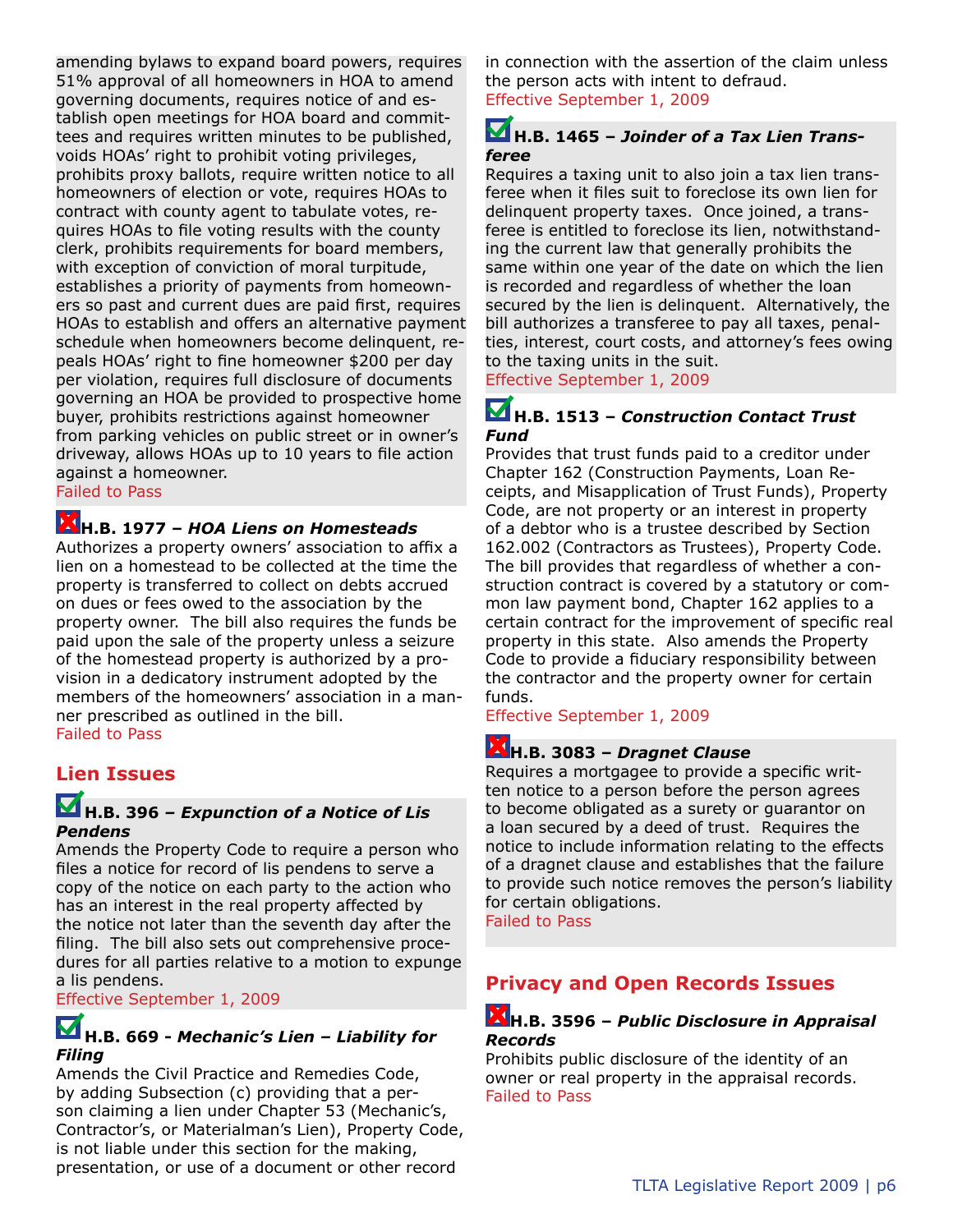amending bylaws to expand board powers, requires 51% approval of all homeowners in HOA to amend governing documents, requires notice of and establish open meetings for HOA board and committees and requires written minutes to be published, voids HOAs' right to prohibit voting privileges, prohibits proxy ballots, require written notice to all homeowners of election or vote, requires HOAs to contract with county agent to tabulate votes, requires HOAs to file voting results with the county clerk, prohibits requirements for board members, with exception of conviction of moral turpitude, establishes a priority of payments from homeowners so past and current dues are paid first, requires HOAs to establish and offers an alternative payment schedule when homeowners become delinquent, repeals HOAs' right to fine homeowner $200 per day per violation, requires full disclosure of documents governing an HOA be provided to prospective home buyer, prohibits restrictions against homeowner from parking vehicles on public street or in owner's driveway, allows HOAs up to 10 years to file action against a homeowner.
Failed to Pass

### H.B. 1977 – *HOA Liens on Homesteads*

Authorizes a property owners' association to affix a lien on a homestead to be collected at the time the property is transferred to collect on debts accrued on dues or fees owed to the association by the property owner. The bill also requires the funds be paid upon the sale of the property unless a seizure of the homestead property is authorized by a provision in a dedicatory instrument adopted by the members of the homeowners' association in a manner prescribed as outlined in the bill.
Failed to Pass

## Lien Issues

### H.B. 396 – *Expunction of a Notice of Lis Pendens*

Amends the Property Code to require a person who files a notice for record of lis pendens to serve a copy of the notice on each party to the action who has an interest in the real property affected by the notice not later than the seventh day after the filing. The bill also sets out comprehensive procedures for all parties relative to a motion to expunge a lis pendens.
Effective September 1, 2009

### H.B. 669 - *Mechanic's Lien – Liability for Filing*

Amends the Civil Practice and Remedies Code, by adding Subsection (c) providing that a person claiming a lien under Chapter 53 (Mechanic's, Contractor's, or Materialman's Lien), Property Code, is not liable under this section for the making, presentation, or use of a document or other record in connection with the assertion of the claim unless the person acts with intent to defraud.
Effective September 1, 2009

### H.B. 1465 – *Joinder of a Tax Lien Transferee*

Requires a taxing unit to also join a tax lien transferee when it files suit to foreclose its own lien for delinquent property taxes. Once joined, a transferee is entitled to foreclose its lien, notwithstanding the current law that generally prohibits the same within one year of the date on which the lien is recorded and regardless of whether the loan secured by the lien is delinquent. Alternatively, the bill authorizes a transferee to pay all taxes, penalties, interest, court costs, and attorney's fees owing to the taxing units in the suit.
Effective September 1, 2009

### H.B. 1513 – *Construction Contact Trust Fund*

Provides that trust funds paid to a creditor under Chapter 162 (Construction Payments, Loan Receipts, and Misapplication of Trust Funds), Property Code, are not property or an interest in property of a debtor who is a trustee described by Section 162.002 (Contractors as Trustees), Property Code. The bill provides that regardless of whether a construction contract is covered by a statutory or common law payment bond, Chapter 162 applies to a certain contract for the improvement of specific real property in this state. Also amends the Property Code to provide a fiduciary responsibility between the contractor and the property owner for certain funds.
Effective September 1, 2009

### H.B. 3083 – *Dragnet Clause*

Requires a mortgagee to provide a specific written notice to a person before the person agrees to become obligated as a surety or guarantor on a loan secured by a deed of trust. Requires the notice to include information relating to the effects of a dragnet clause and establishes that the failure to provide such notice removes the person's liability for certain obligations.
Failed to Pass

## Privacy and Open Records Issues

### H.B. 3596 – *Public Disclosure in Appraisal Records*

Prohibits public disclosure of the identity of an owner or real property in the appraisal records.
Failed to Pass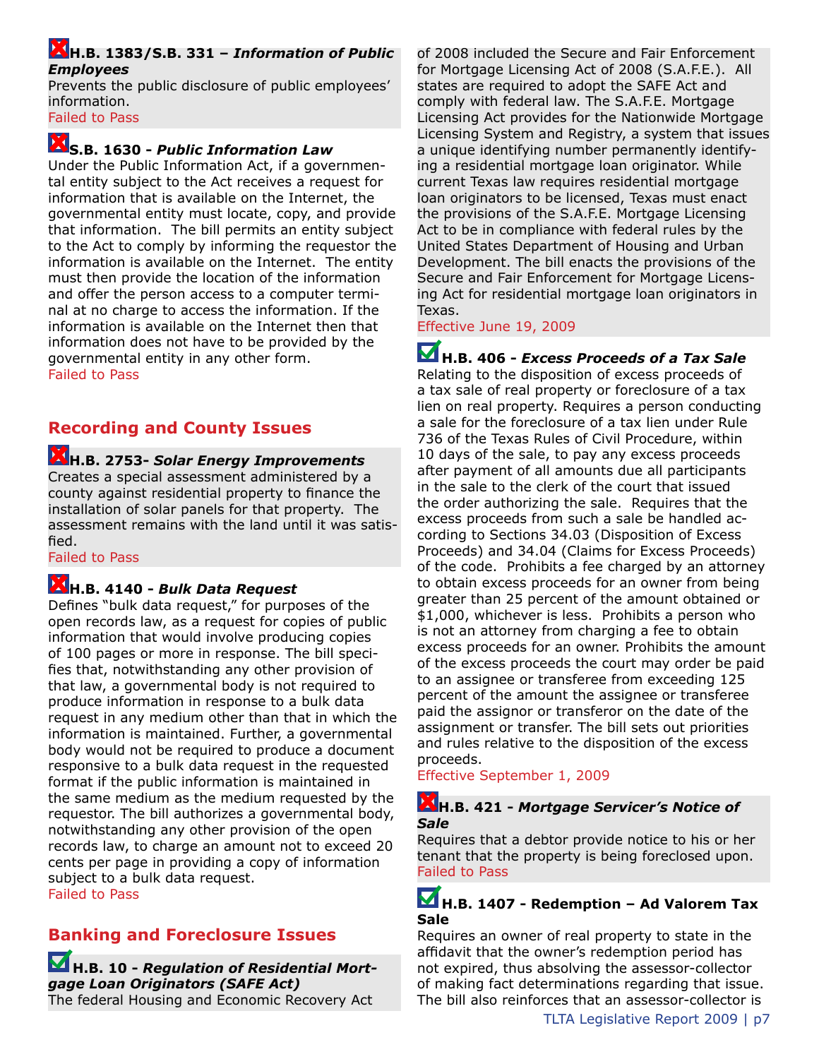**H.B. 1383/S.B. 331 – *Information of Public Employees***

Prevents the public disclosure of public employees' information.

Failed to Pass

**S.B. 1630 - *Public Information Law***

Under the Public Information Act, if a governmental entity subject to the Act receives a request for information that is available on the Internet, the governmental entity must locate, copy, and provide that information. The bill permits an entity subject to the Act to comply by informing the requestor the information is available on the Internet. The entity must then provide the location of the information and offer the person access to a computer terminal at no charge to access the information. If the information is available on the Internet then that information does not have to be provided by the governmental entity in any other form.

Failed to Pass

## Recording and County Issues

**H.B. 2753- *Solar Energy Improvements***

Creates a special assessment administered by a county against residential property to finance the installation of solar panels for that property. The assessment remains with the land until it was satisfied.

Failed to Pass

**H.B. 4140 - *Bulk Data Request***

Defines "bulk data request," for purposes of the open records law, as a request for copies of public information that would involve producing copies of 100 pages or more in response. The bill specifies that, notwithstanding any other provision of that law, a governmental body is not required to produce information in response to a bulk data request in any medium other than that in which the information is maintained. Further, a governmental body would not be required to produce a document responsive to a bulk data request in the requested format if the public information is maintained in the same medium as the medium requested by the requestor. The bill authorizes a governmental body, notwithstanding any other provision of the open records law, to charge an amount not to exceed 20 cents per page in providing a copy of information subject to a bulk data request.

Failed to Pass

## Banking and Foreclosure Issues

**H.B. 10 - *Regulation of Residential Mortgage Loan Originators (SAFE Act)***

The federal Housing and Economic Recovery Act of 2008 included the Secure and Fair Enforcement for Mortgage Licensing Act of 2008 (S.A.F.E.). All states are required to adopt the SAFE Act and comply with federal law. The S.A.F.E. Mortgage Licensing Act provides for the Nationwide Mortgage Licensing System and Registry, a system that issues a unique identifying number permanently identifying a residential mortgage loan originator. While current Texas law requires residential mortgage loan originators to be licensed, Texas must enact the provisions of the S.A.F.E. Mortgage Licensing Act to be in compliance with federal rules by the United States Department of Housing and Urban Development. The bill enacts the provisions of the Secure and Fair Enforcement for Mortgage Licensing Act for residential mortgage loan originators in Texas.

Effective June 19, 2009

**H.B. 406 - *Excess Proceeds of a Tax Sale***

Relating to the disposition of excess proceeds of a tax sale of real property or foreclosure of a tax lien on real property. Requires a person conducting a sale for the foreclosure of a tax lien under Rule 736 of the Texas Rules of Civil Procedure, within 10 days of the sale, to pay any excess proceeds after payment of all amounts due all participants in the sale to the clerk of the court that issued the order authorizing the sale. Requires that the excess proceeds from such a sale be handled according to Sections 34.03 (Disposition of Excess Proceeds) and 34.04 (Claims for Excess Proceeds) of the code. Prohibits a fee charged by an attorney to obtain excess proceeds for an owner from being greater than 25 percent of the amount obtained or $1,000, whichever is less. Prohibits a person who is not an attorney from charging a fee to obtain excess proceeds for an owner. Prohibits the amount of the excess proceeds the court may order be paid to an assignee or transferee from exceeding 125 percent of the amount the assignee or transferee paid the assignor or transferor on the date of the assignment or transfer. The bill sets out priorities and rules relative to the disposition of the excess proceeds.

Effective September 1, 2009

**H.B. 421 - *Mortgage Servicer's Notice of Sale***

Requires that a debtor provide notice to his or her tenant that the property is being foreclosed upon.

Failed to Pass

**H.B. 1407 - Redemption – Ad Valorem Tax Sale**

Requires an owner of real property to state in the affidavit that the owner's redemption period has not expired, thus absolving the assessor-collector of making fact determinations regarding that issue. The bill also reinforces that an assessor-collector is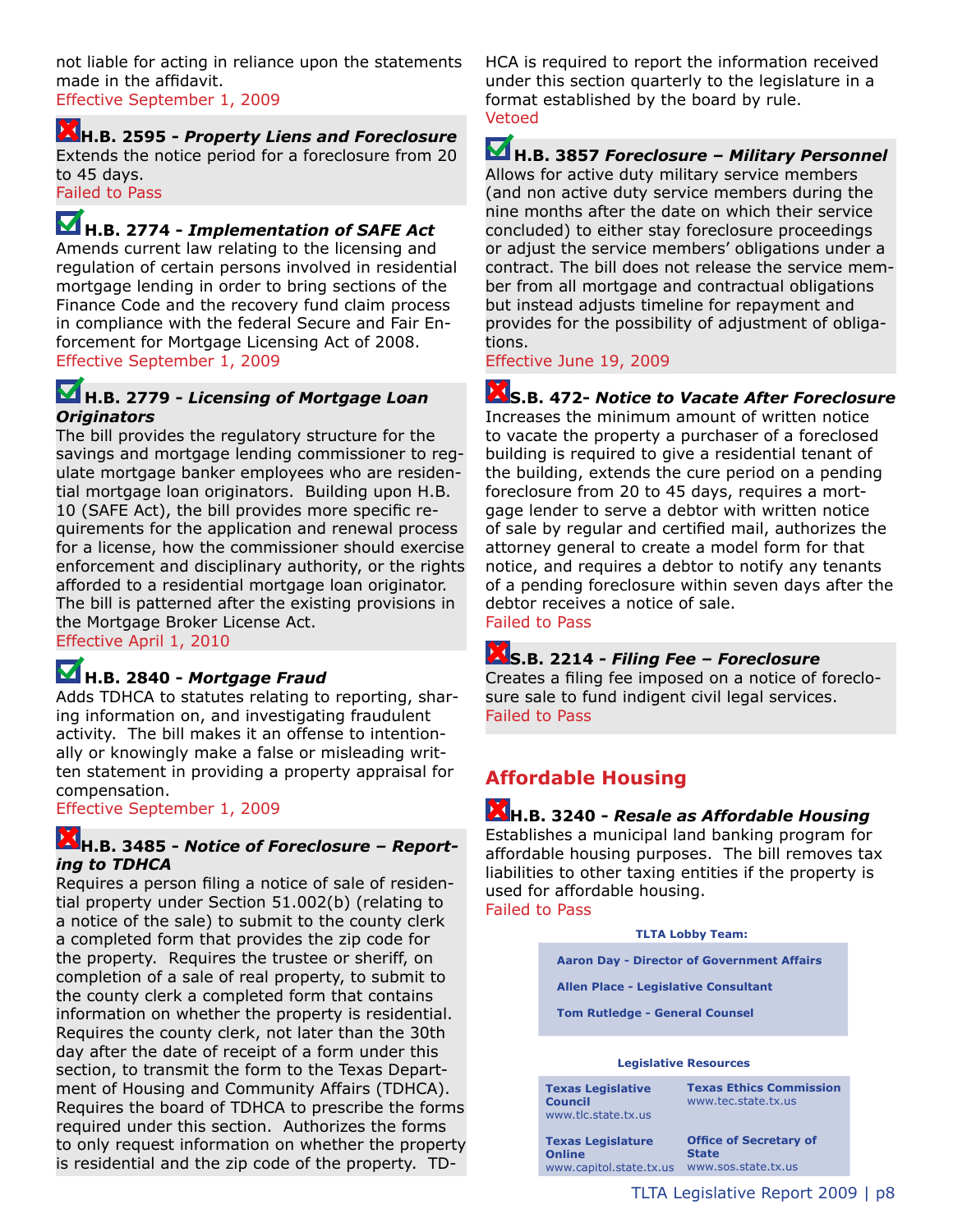not liable for acting in reliance upon the statements made in the affidavit.
Effective September 1, 2009

**H.B. 2595 - *Property Liens and Foreclosure***
Extends the notice period for a foreclosure from 20 to 45 days.
Failed to Pass

**H.B. 2774 - *Implementation of SAFE Act***
Amends current law relating to the licensing and regulation of certain persons involved in residential mortgage lending in order to bring sections of the Finance Code and the recovery fund claim process in compliance with the federal Secure and Fair Enforcement for Mortgage Licensing Act of 2008.
Effective September 1, 2009

**H.B. 2779 - *Licensing of Mortgage Loan Originators***
The bill provides the regulatory structure for the savings and mortgage lending commissioner to regulate mortgage banker employees who are residential mortgage loan originators. Building upon H.B. 10 (SAFE Act), the bill provides more specific requirements for the application and renewal process for a license, how the commissioner should exercise enforcement and disciplinary authority, or the rights afforded to a residential mortgage loan originator. The bill is patterned after the existing provisions in the Mortgage Broker License Act.
Effective April 1, 2010

**H.B. 2840 - *Mortgage Fraud***
Adds TDHCA to statutes relating to reporting, sharing information on, and investigating fraudulent activity. The bill makes it an offense to intentionally or knowingly make a false or misleading written statement in providing a property appraisal for compensation.
Effective September 1, 2009

**H.B. 3485 - *Notice of Foreclosure – Reporting to TDHCA***
Requires a person filing a notice of sale of residential property under Section 51.002(b) (relating to a notice of the sale) to submit to the county clerk a completed form that provides the zip code for the property. Requires the trustee or sheriff, on completion of a sale of real property, to submit to the county clerk a completed form that contains information on whether the property is residential. Requires the county clerk, not later than the 30th day after the date of receipt of a form under this section, to transmit the form to the Texas Department of Housing and Community Affairs (TDHCA). Requires the board of TDHCA to prescribe the forms required under this section. Authorizes the forms to only request information on whether the property is residential and the zip code of the property. TDHCA is required to report the information received under this section quarterly to the legislature in a format established by the board by rule.
Vetoed

**H.B. 3857 *Foreclosure – Military Personnel***
Allows for active duty military service members (and non active duty service members during the nine months after the date on which their service concluded) to either stay foreclosure proceedings or adjust the service members' obligations under a contract. The bill does not release the service member from all mortgage and contractual obligations but instead adjusts timeline for repayment and provides for the possibility of adjustment of obligations.
Effective June 19, 2009

**S.B. 472- *Notice to Vacate After Foreclosure***
Increases the minimum amount of written notice to vacate the property a purchaser of a foreclosed building is required to give a residential tenant of the building, extends the cure period on a pending foreclosure from 20 to 45 days, requires a mortgage lender to serve a debtor with written notice of sale by regular and certified mail, authorizes the attorney general to create a model form for that notice, and requires a debtor to notify any tenants of a pending foreclosure within seven days after the debtor receives a notice of sale.
Failed to Pass

**S.B. 2214 - *Filing Fee – Foreclosure***
Creates a filing fee imposed on a notice of foreclosure sale to fund indigent civil legal services.
Failed to Pass

## Affordable Housing

**H.B. 3240 - *Resale as Affordable Housing***
Establishes a municipal land banking program for affordable housing purposes. The bill removes tax liabilities to other taxing entities if the property is used for affordable housing.
Failed to Pass

**TLTA Lobby Team:**

**Aaron Day - Director of Government Affairs**

**Allen Place - Legislative Consultant**

**Tom Rutledge - General Counsel**

**Legislative Resources**

| | |
|---|---|
| **Texas Legislative Council** www.tlc.state.tx.us | **Texas Ethics Commission** www.tec.state.tx.us |
| **Texas Legislature Online** www.capitol.state.tx.us | **Office of Secretary of State** www.sos.state.tx.us |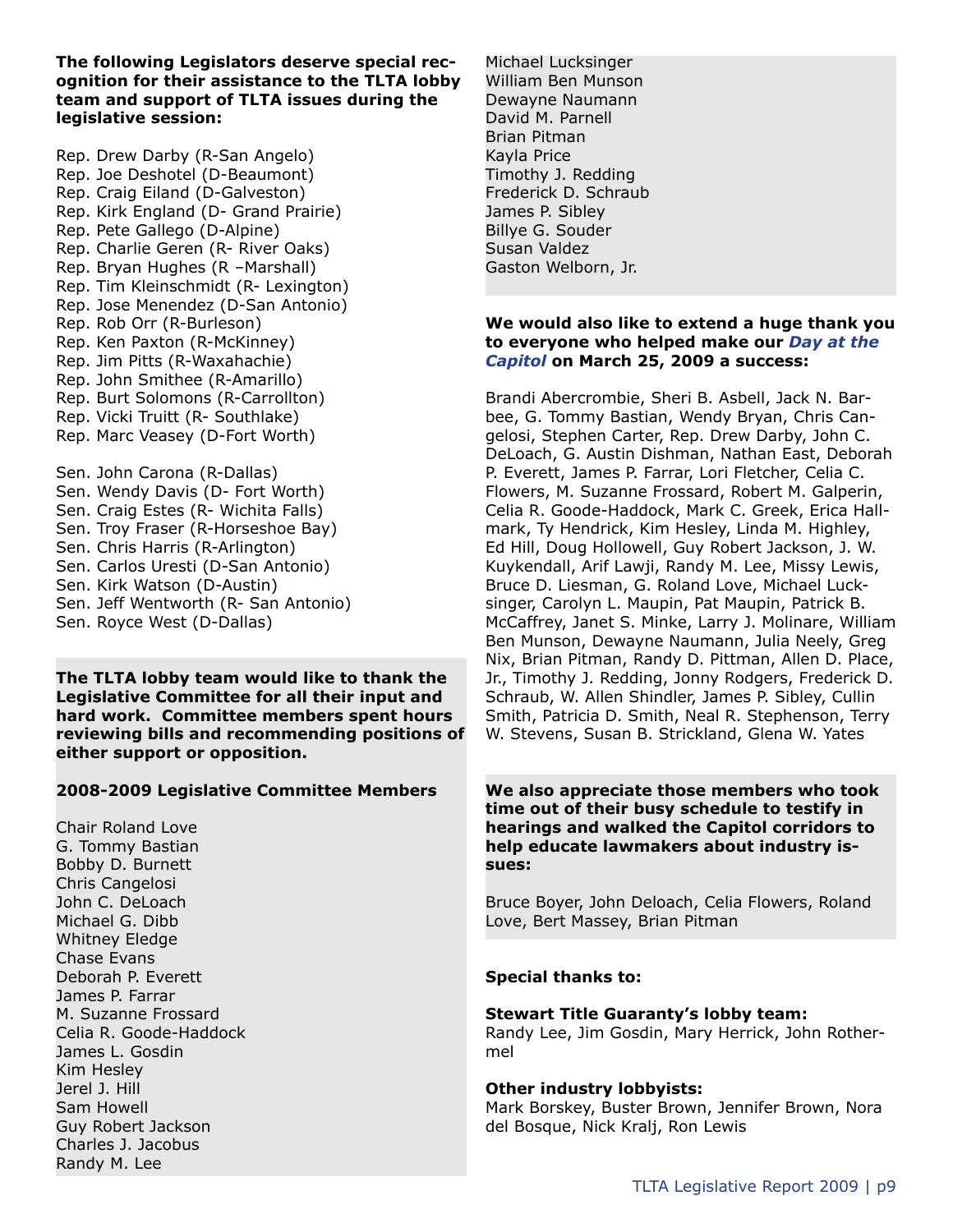**The following Legislators deserve special recognition for their assistance to the TLTA lobby team and support of TLTA issues during the legislative session:**

Rep. Drew Darby (R-San Angelo)
Rep. Joe Deshotel (D-Beaumont)
Rep. Craig Eiland (D-Galveston)
Rep. Kirk England (D- Grand Prairie)
Rep. Pete Gallego (D-Alpine)
Rep. Charlie Geren (R- River Oaks)
Rep. Bryan Hughes (R –Marshall)
Rep. Tim Kleinschmidt (R- Lexington)
Rep. Jose Menendez (D-San Antonio)
Rep. Rob Orr (R-Burleson)
Rep. Ken Paxton (R-McKinney)
Rep. Jim Pitts (R-Waxahachie)
Rep. John Smithee (R-Amarillo)
Rep. Burt Solomons (R-Carrollton)
Rep. Vicki Truitt (R- Southlake)
Rep. Marc Veasey (D-Fort Worth)

Sen. John Carona (R-Dallas)
Sen. Wendy Davis (D- Fort Worth)
Sen. Craig Estes (R- Wichita Falls)
Sen. Troy Fraser (R-Horseshoe Bay)
Sen. Chris Harris (R-Arlington)
Sen. Carlos Uresti (D-San Antonio)
Sen. Kirk Watson (D-Austin)
Sen. Jeff Wentworth (R- San Antonio)
Sen. Royce West (D-Dallas)

**The TLTA lobby team would like to thank the Legislative Committee for all their input and hard work. Committee members spent hours reviewing bills and recommending positions of either support or opposition.**

**2008-2009 Legislative Committee Members**

Chair Roland Love
G. Tommy Bastian
Bobby D. Burnett
Chris Cangelosi
John C. DeLoach
Michael G. Dibb
Whitney Eledge
Chase Evans
Deborah P. Everett
James P. Farrar
M. Suzanne Frossard
Celia R. Goode-Haddock
James L. Gosdin
Kim Hesley
Jerel J. Hill
Sam Howell
Guy Robert Jackson
Charles J. Jacobus
Randy M. Lee
Michael Lucksinger
William Ben Munson
Dewayne Naumann
David M. Parnell
Brian Pitman
Kayla Price
Timothy J. Redding
Frederick D. Schraub
James P. Sibley
Billye G. Souder
Susan Valdez
Gaston Welborn, Jr.

**We would also like to extend a huge thank you to everyone who helped make our *Day at the Capitol* on March 25, 2009 a success:**

Brandi Abercrombie, Sheri B. Asbell, Jack N. Barbee, G. Tommy Bastian, Wendy Bryan, Chris Cangelosi, Stephen Carter, Rep. Drew Darby, John C. DeLoach, G. Austin Dishman, Nathan East, Deborah P. Everett, James P. Farrar, Lori Fletcher, Celia C. Flowers, M. Suzanne Frossard, Robert M. Galperin, Celia R. Goode-Haddock, Mark C. Greek, Erica Hallmark, Ty Hendrick, Kim Hesley, Linda M. Highley, Ed Hill, Doug Hollowell, Guy Robert Jackson, J. W. Kuykendall, Arif Lawji, Randy M. Lee, Missy Lewis, Bruce D. Liesman, G. Roland Love, Michael Lucksinger, Carolyn L. Maupin, Pat Maupin, Patrick B. McCaffrey, Janet S. Minke, Larry J. Molinare, William Ben Munson, Dewayne Naumann, Julia Neely, Greg Nix, Brian Pitman, Randy D. Pittman, Allen D. Place, Jr., Timothy J. Redding, Jonny Rodgers, Frederick D. Schraub, W. Allen Shindler, James P. Sibley, Cullin Smith, Patricia D. Smith, Neal R. Stephenson, Terry W. Stevens, Susan B. Strickland, Glena W. Yates

**We also appreciate those members who took time out of their busy schedule to testify in hearings and walked the Capitol corridors to help educate lawmakers about industry issues:**

Bruce Boyer, John Deloach, Celia Flowers, Roland Love, Bert Massey, Brian Pitman

**Special thanks to:**

**Stewart Title Guaranty's lobby team:**
Randy Lee, Jim Gosdin, Mary Herrick, John Rothermel

**Other industry lobbyists:**
Mark Borskey, Buster Brown, Jennifer Brown, Nora del Bosque, Nick Kralj, Ron Lewis